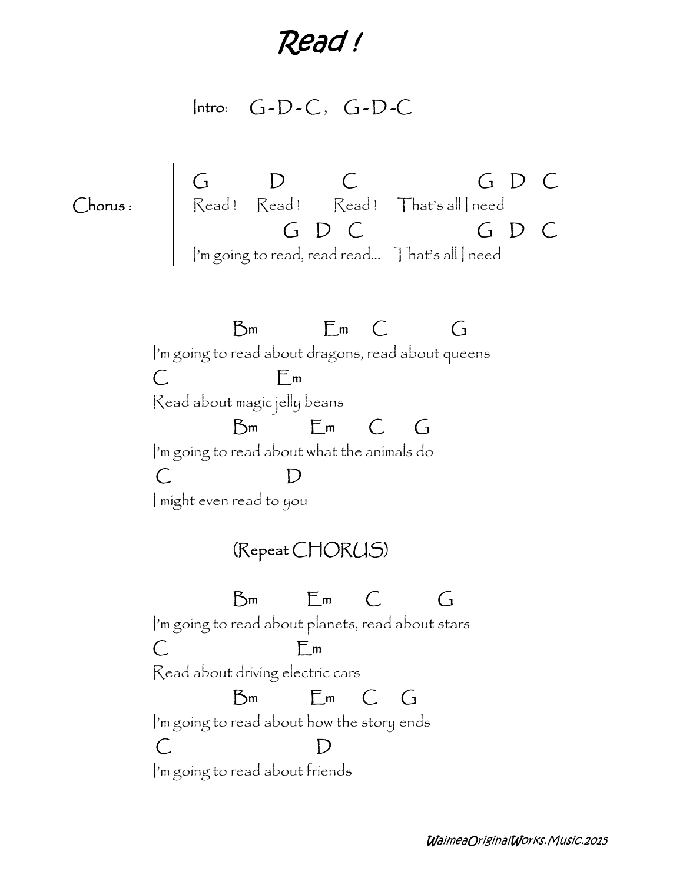# Read !

Intro: G-D-C, G-D-C

Chorus:

```
G        D        C                  G  D  C
Read !   Read !   Read !   That's all I need
              G  D  C                G  D  C
I'm going to read, read read...  That's all I need
```

```
            Bm         Em   C        G
I'm going to read about dragons, read about queens
C              Em
Read about magic jelly beans
            Bm        Em     C   G
I'm going to read about what the animals do
C              D
I might even read to you
```

(Repeat CHORUS)

```
            Bm        Em     C       G
I'm going to read about planets, read about stars
C                 Em
Read about driving electric cars
            Bm        Em   C  G
I'm going to read about how the story ends
C                   D
I'm going to read about friends
```

WaimeaOriginalWorks.Music.2015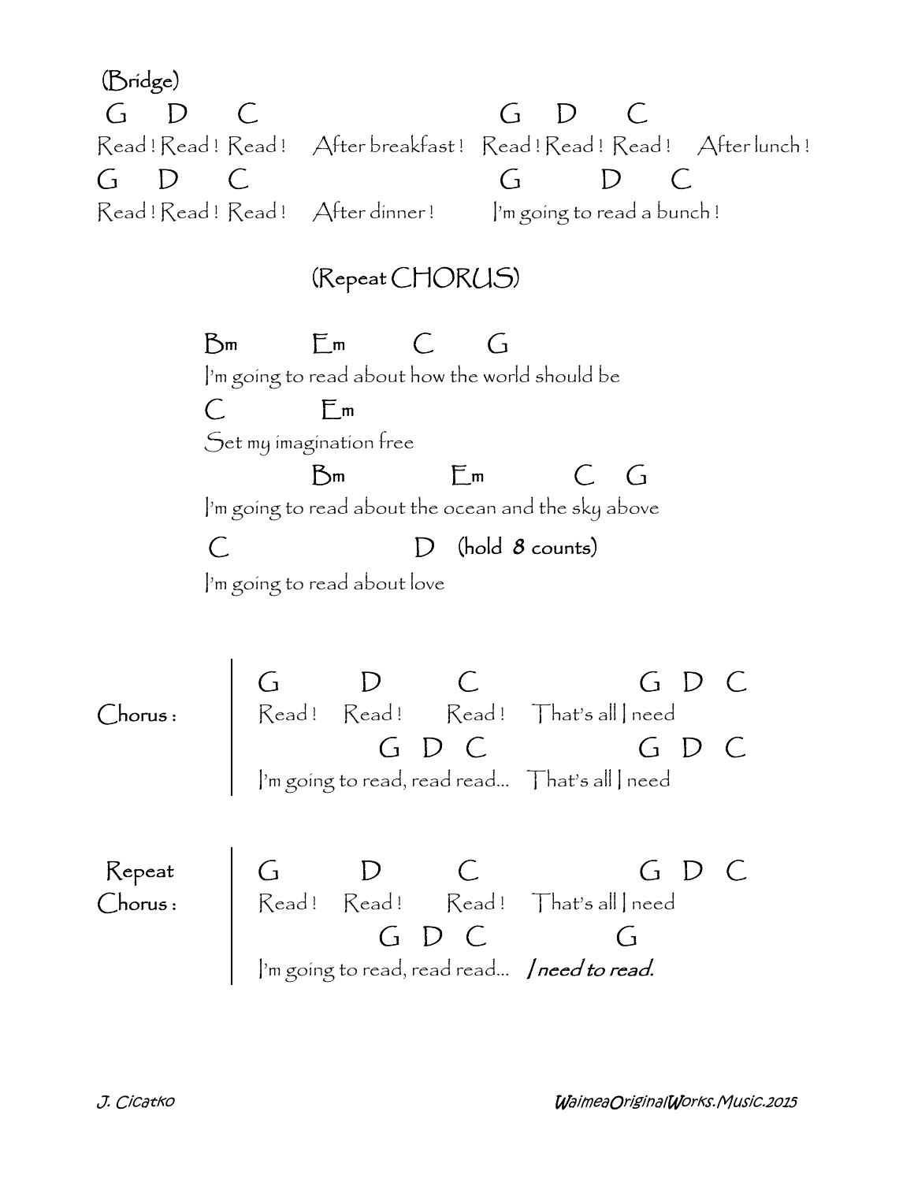(Bridge)

```
 G    D     C                              G    D     C
Read! Read! Read!   After breakfast!   Read! Read! Read!   After lunch!
G    D     C                              G         D     C
Read! Read! Read!   After dinner!        I'm going to read a bunch!
```

(Repeat CHORUS)

```
Bm          Em         C       G
I'm going to read about how the world should be
C            Em
Set my imagination free
           Bm              Em            C    G
I'm going to read about the ocean and the sky above
 C                        D   (hold 8 counts)
I'm going to read about love
```

Chorus:

```
G          D          C                     G  D  C
Read!    Read!      Read!    That's all I need
              G  D  C                      G  D  C
I'm going to read, read read...  That's all I need
```

Repeat Chorus:

```
G          D          C                     G  D  C
Read!    Read!      Read!    That's all I need
              G  D  C                  G
I'm going to read, read read...  I need to read.
```

*J. Cicatko* — *WaimeaOriginalWorks.Music.2015*